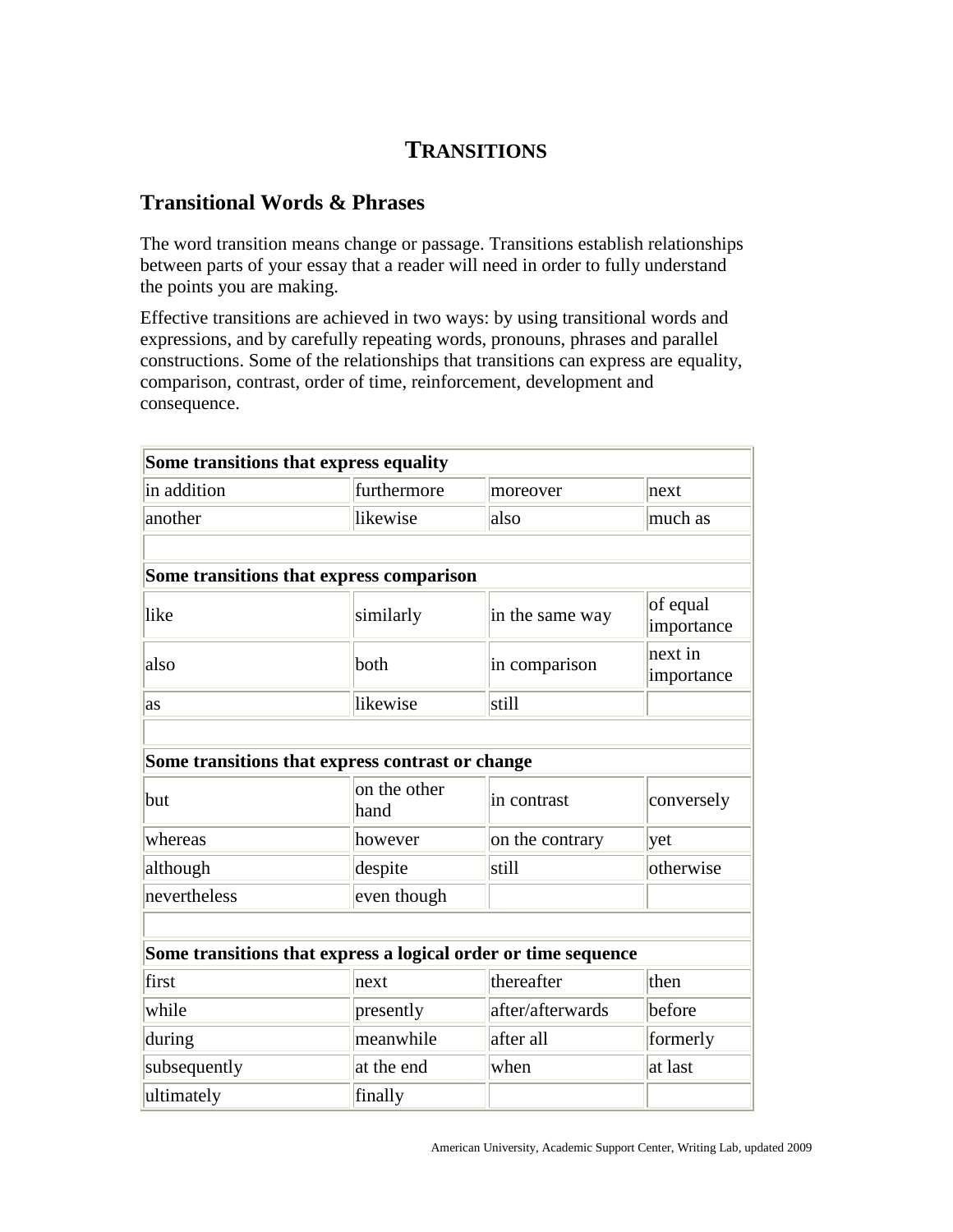# TRANSITIONS

## Transitional Words & Phrases

The word transition means change or passage. Transitions establish relationships between parts of your essay that a reader will need in order to fully understand the points you are making.

Effective transitions are achieved in two ways: by using transitional words and expressions, and by carefully repeating words, pronouns, phrases and parallel constructions. Some of the relationships that transitions can express are equality, comparison, contrast, order of time, reinforcement, development and consequence.

| **Some transitions that express equality** | | | |
|---|---|---|---|
| in addition | furthermore | moreover | next |
| another | likewise | also | much as |
| | | | |
| **Some transitions that express comparison** | | | |
| like | similarly | in the same way | of equal importance |
| also | both | in comparison | next in importance |
| as | likewise | still | |
| | | | |
| **Some transitions that express contrast or change** | | | |
| but | on the other hand | in contrast | conversely |
| whereas | however | on the contrary | yet |
| although | despite | still | otherwise |
| nevertheless | even though | | |
| | | | |
| **Some transitions that express a logical order or time sequence** | | | |
| first | next | thereafter | then |
| while | presently | after/afterwards | before |
| during | meanwhile | after all | formerly |
| subsequently | at the end | when | at last |
| ultimately | finally | | |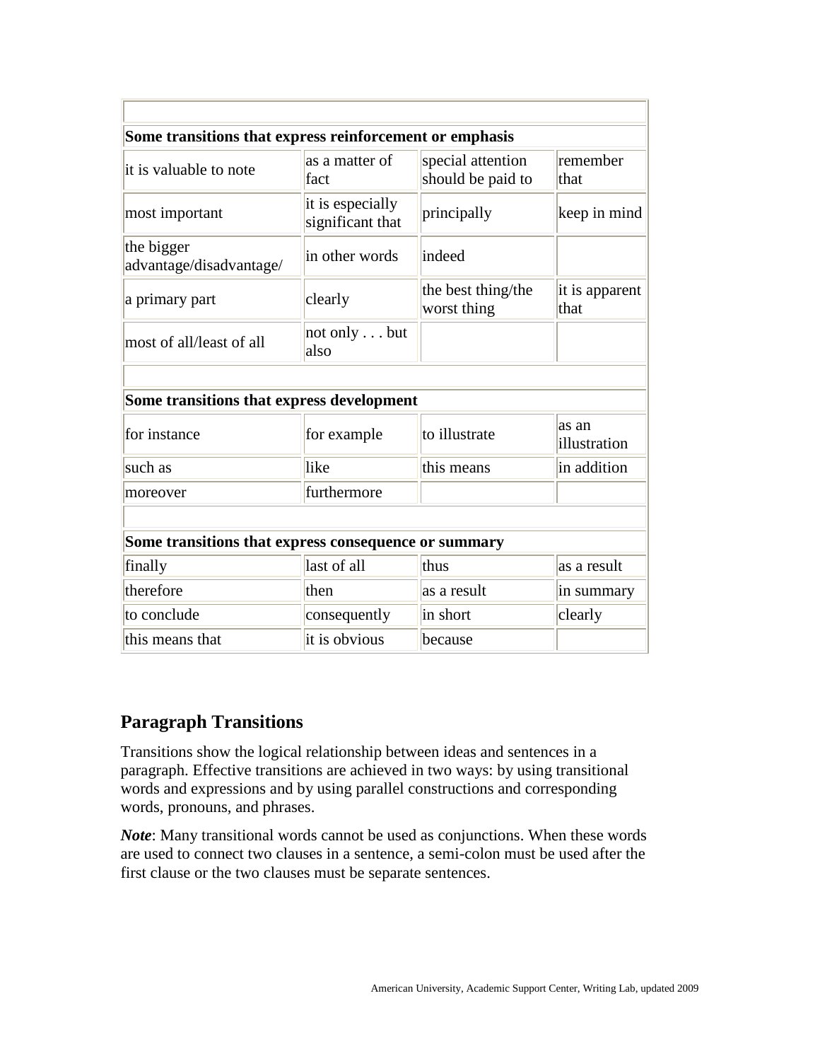| | | | |
|---|---|---|---|
| **Some transitions that express reinforcement or emphasis** | | | |
| it is valuable to note | as a matter of fact | special attention should be paid to | remember that |
| most important | it is especially significant that | principally | keep in mind |
| the bigger advantage/disadvantage/ | in other words | indeed | |
| a primary part | clearly | the best thing/the worst thing | it is apparent that |
| most of all/least of all | not only . . . but also | | |
| | | | |
| **Some transitions that express development** | | | |
| for instance | for example | to illustrate | as an illustration |
| such as | like | this means | in addition |
| moreover | furthermore | | |
| | | | |
| **Some transitions that express consequence or summary** | | | |
| finally | last of all | thus | as a result |
| therefore | then | as a result | in summary |
| to conclude | consequently | in short | clearly |
| this means that | it is obvious | because | |

## Paragraph Transitions

Transitions show the logical relationship between ideas and sentences in a paragraph. Effective transitions are achieved in two ways: by using transitional words and expressions and by using parallel constructions and corresponding words, pronouns, and phrases.

***Note***: Many transitional words cannot be used as conjunctions. When these words are used to connect two clauses in a sentence, a semi-colon must be used after the first clause or the two clauses must be separate sentences.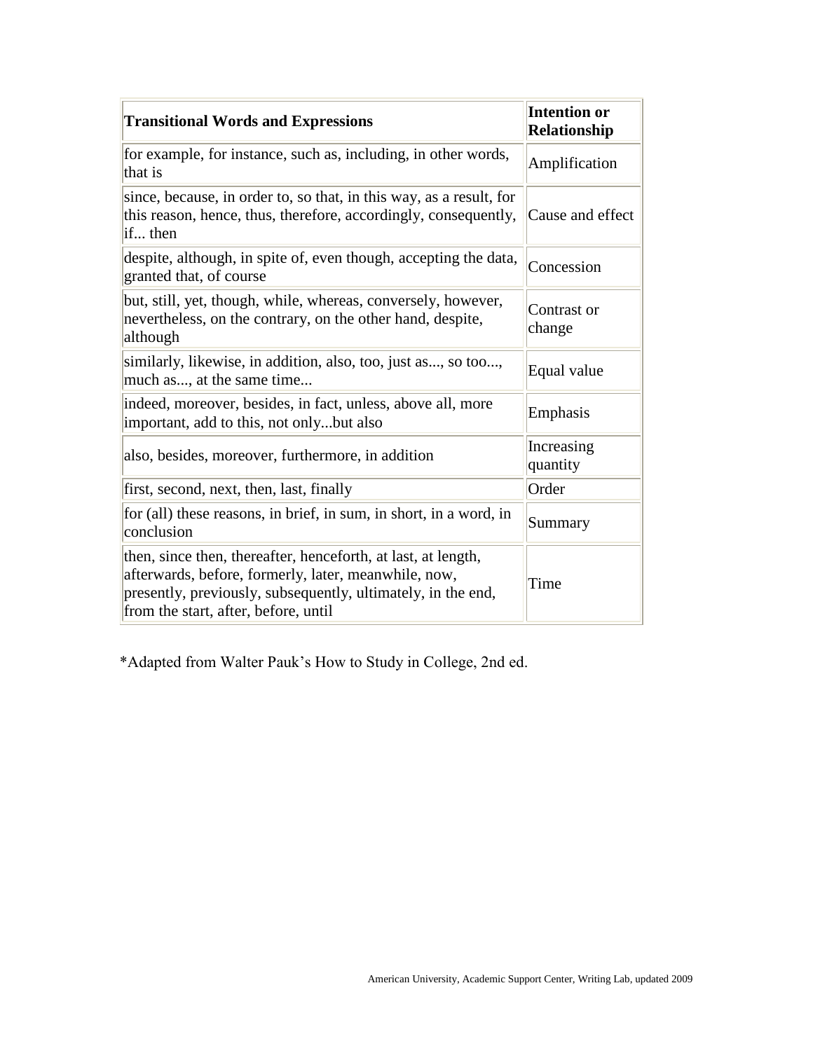| **Transitional Words and Expressions** | **Intention or Relationship** |
|---|---|
| for example, for instance, such as, including, in other words, that is | Amplification |
| since, because, in order to, so that, in this way, as a result, for this reason, hence, thus, therefore, accordingly, consequently, if... then | Cause and effect |
| despite, although, in spite of, even though, accepting the data, granted that, of course | Concession |
| but, still, yet, though, while, whereas, conversely, however, nevertheless, on the contrary, on the other hand, despite, although | Contrast or change |
| similarly, likewise, in addition, also, too, just as..., so too..., much as..., at the same time... | Equal value |
| indeed, moreover, besides, in fact, unless, above all, more important, add to this, not only...but also | Emphasis |
| also, besides, moreover, furthermore, in addition | Increasing quantity |
| first, second, next, then, last, finally | Order |
| for (all) these reasons, in brief, in sum, in short, in a word, in conclusion | Summary |
| then, since then, thereafter, henceforth, at last, at length, afterwards, before, formerly, later, meanwhile, now, presently, previously, subsequently, ultimately, in the end, from the start, after, before, until | Time |

*Adapted from Walter Pauk's How to Study in College, 2nd ed.

American University, Academic Support Center, Writing Lab, updated 2009